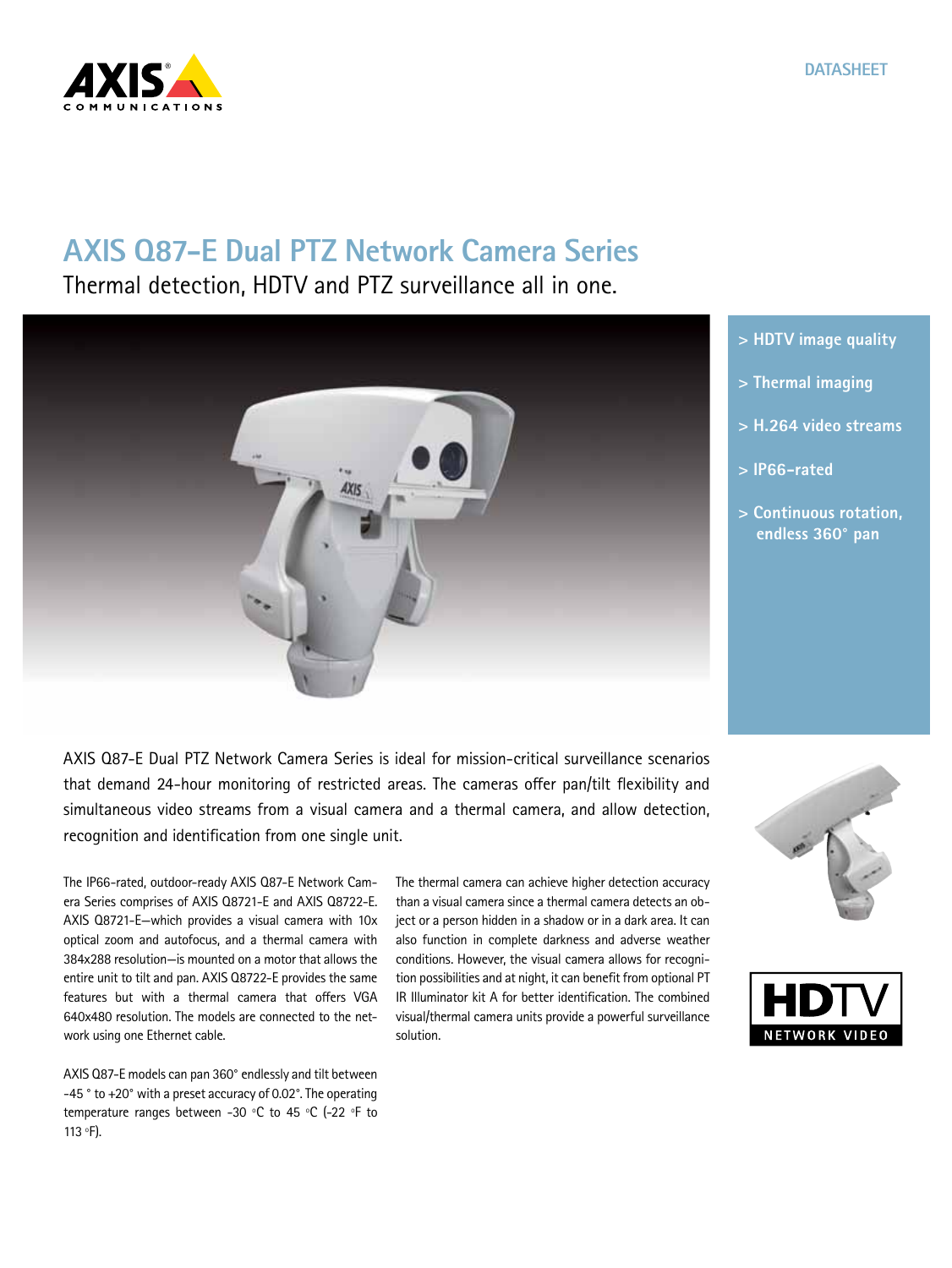DATASHEET

# AXIS Q87-E Dual PTZ Network Camera Series

## Thermal detection, HDTV and PTZ surveillance all in one.

- > HDTV image quality
- > Thermal imaging
- > H.264 video streams
- > IP66-rated
- > Continuous rotation, endless 360° pan

AXIS Q87-E Dual PTZ Network Camera Series is ideal for mission-critical surveillance scenarios that demand 24-hour monitoring of restricted areas. The cameras offer pan/tilt flexibility and simultaneous video streams from a visual camera and a thermal camera, and allow detection, recognition and identification from one single unit.

The IP66-rated, outdoor-ready AXIS Q87-E Network Camera Series comprises of AXIS Q8721-E and AXIS Q8722-E. AXIS Q8721-E—which provides a visual camera with 10x optical zoom and autofocus, and a thermal camera with 384x288 resolution—is mounted on a motor that allows the entire unit to tilt and pan. AXIS Q8722-E provides the same features but with a thermal camera that offers VGA 640x480 resolution. The models are connected to the network using one Ethernet cable.

AXIS Q87-E models can pan 360° endlessly and tilt between -45 ° to +20° with a preset accuracy of 0.02°. The operating temperature ranges between -30 °C to 45 °C (-22 °F to 113 °F).

The thermal camera can achieve higher detection accuracy than a visual camera since a thermal camera detects an object or a person hidden in a shadow or in a dark area. It can also function in complete darkness and adverse weather conditions. However, the visual camera allows for recognition possibilities and at night, it can benefit from optional PT IR Illuminator kit A for better identification. The combined visual/thermal camera units provide a powerful surveillance solution.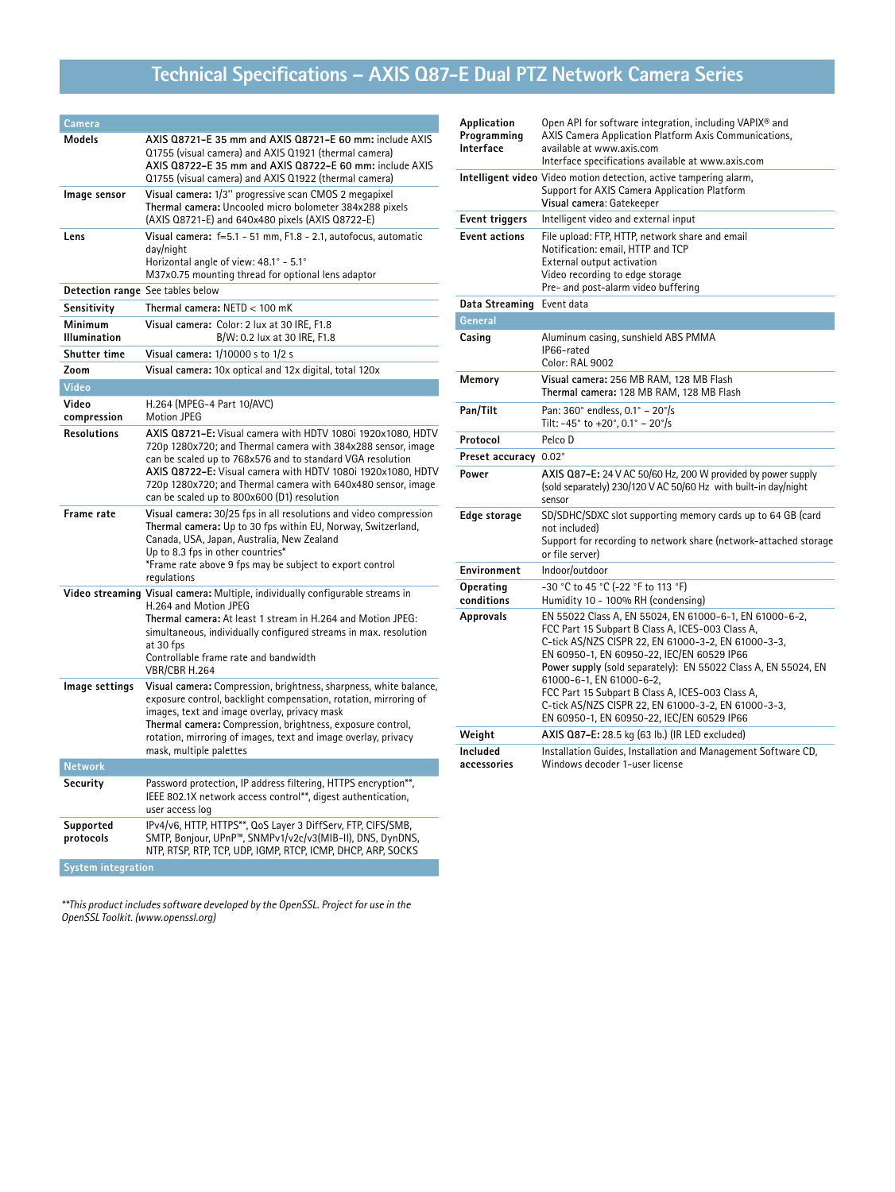# Technical Specifications – AXIS Q87-E Dual PTZ Network Camera Series

| **Camera** | |
|---|---|
| **Models** | **AXIS Q8721-E 35 mm and AXIS Q8721-E 60 mm:** include AXIS Q1755 (visual camera) and AXIS Q1921 (thermal camera)<br>**AXIS Q8722-E 35 mm and AXIS Q8722-E 60 mm:** include AXIS Q1755 (visual camera) and AXIS Q1922 (thermal camera) |
| **Image sensor** | Visual camera: 1/3" progressive scan CMOS 2 megapixel<br>**Thermal camera:** Uncooled micro bolometer 384x288 pixels (AXIS Q8721-E) and 640x480 pixels (AXIS Q8722-E) |
| **Lens** | Visual camera: f=5.1 - 51 mm, F1.8 - 2.1, autofocus, automatic day/night<br>Horizontal angle of view: 48.1° - 5.1°<br>M37x0.75 mounting thread for optional lens adaptor |
| **Detection range** | See tables below |
| **Sensitivity** | Thermal camera: NETD < 100 mK |
| **Minimum Illumination** | Visual camera: Color: 2 lux at 30 IRE, F1.8<br>B/W: 0.2 lux at 30 IRE, F1.8 |
| **Shutter time** | Visual camera: 1/10000 s to 1/2 s |
| **Zoom** | Visual camera: 10x optical and 12x digital, total 120x |
| **Video** | |
| **Video compression** | H.264 (MPEG-4 Part 10/AVC)<br>Motion JPEG |
| **Resolutions** | **AXIS Q8721-E:** Visual camera with HDTV 1080i 1920x1080, HDTV 720p 1280x720; and Thermal camera with 384x288 sensor, image can be scaled up to 768x576 and to standard VGA resolution<br>**AXIS Q8722-E:** Visual camera with HDTV 1080i 1920x1080, HDTV 720p 1280x720; and Thermal camera with 640x480 sensor, image can be scaled up to 800x600 (D1) resolution |
| **Frame rate** | Visual camera: 30/25 fps in all resolutions and video compression<br>**Thermal camera:** Up to 30 fps within EU, Norway, Switzerland, Canada, USA, Japan, Australia, New Zealand<br>Up to 8.3 fps in other countries*<br>*Frame rate above 9 fps may be subject to export control regulations |
| **Video streaming** | **Visual camera:** Multiple, individually configurable streams in H.264 and Motion JPEG<br>**Thermal camera:** At least 1 stream in H.264 and Motion JPEG: simultaneous, individually configured streams in max. resolution at 30 fps<br>Controllable frame rate and bandwidth<br>VBR/CBR H.264 |
| **Image settings** | **Visual camera:** Compression, brightness, sharpness, white balance, exposure control, backlight compensation, rotation, mirroring of images, text and image overlay, privacy mask<br>**Thermal camera:** Compression, brightness, exposure control, rotation, mirroring of images, text and image overlay, privacy mask, multiple palettes |
| **Network** | |
| **Security** | Password protection, IP address filtering, HTTPS encryption**, IEEE 802.1X network access control**, digest authentication, user access log |
| **Supported protocols** | IPv4/v6, HTTP, HTTPS**, QoS Layer 3 DiffServ, FTP, CIFS/SMB, SMTP, Bonjour, UPnP™, SNMPv1/v2c/v3(MIB-II), DNS, DynDNS, NTP, RTSP, RTP, TCP, UDP, IGMP, RTCP, ICMP, DHCP, ARP, SOCKS |
| **System integration** | |
| **Application Programming Interface** | Open API for software integration, including VAPIX® and AXIS Camera Application Platform Axis Communications, available at www.axis.com<br>Interface specifications available at www.axis.com |
| **Intelligent video** | Video motion detection, active tampering alarm, Support for AXIS Camera Application Platform<br>**Visual camera**: Gatekeeper |
| **Event triggers** | Intelligent video and external input |
| **Event actions** | File upload: FTP, HTTP, network share and email<br>Notification: email, HTTP and TCP<br>External output activation<br>Video recording to edge storage<br>Pre- and post-alarm video buffering |
| **Data Streaming** | Event data |
| **General** | |
| **Casing** | Aluminum casing, sunshield ABS PMMA<br>IP66-rated<br>Color: RAL 9002 |
| **Memory** | **Visual camera:** 256 MB RAM, 128 MB Flash<br>**Thermal camera:** 128 MB RAM, 128 MB Flash |
| **Pan/Tilt** | Pan: 360° endless, 0.1° – 20°/s<br>Tilt: -45° to +20°, 0.1° – 20°/s |
| **Protocol** | Pelco D |
| **Preset accuracy** | 0.02° |
| **Power** | **AXIS Q87-E:** 24 V AC 50/60 Hz, 200 W provided by power supply (sold separately) 230/120 V AC 50/60 Hz with built-in day/night sensor |
| **Edge storage** | SD/SDHC/SDXC slot supporting memory cards up to 64 GB (card not included)<br>Support for recording to network share (network-attached storage or file server) |
| **Environment** | Indoor/outdoor |
| **Operating conditions** | -30 °C to 45 °C (-22 °F to 113 °F)<br>Humidity 10 - 100% RH (condensing) |
| **Approvals** | EN 55022 Class A, EN 55024, EN 61000-6-1, EN 61000-6-2, FCC Part 15 Subpart B Class A, ICES-003 Class A, C-tick AS/NZS CISPR 22, EN 61000-3-2, EN 61000-3-3, EN 60950-1, EN 60950-22, IEC/EN 60529 IP66<br>**Power supply** (sold separately): EN 55022 Class A, EN 55024, EN 61000-6-1, EN 61000-6-2, FCC Part 15 Subpart B Class A, ICES-003 Class A, C-tick AS/NZS CISPR 22, EN 61000-3-2, EN 61000-3-3, EN 60950-1, EN 60950-22, IEC/EN 60529 IP66 |
| **Weight** | **AXIS Q87-E:** 28.5 kg (63 lb.) (IR LED excluded) |
| **Included accessories** | Installation Guides, Installation and Management Software CD, Windows decoder 1-user license |

*\*\*This product includes software developed by the OpenSSL. Project for use in the OpenSSL Toolkit. (www.openssl.org)*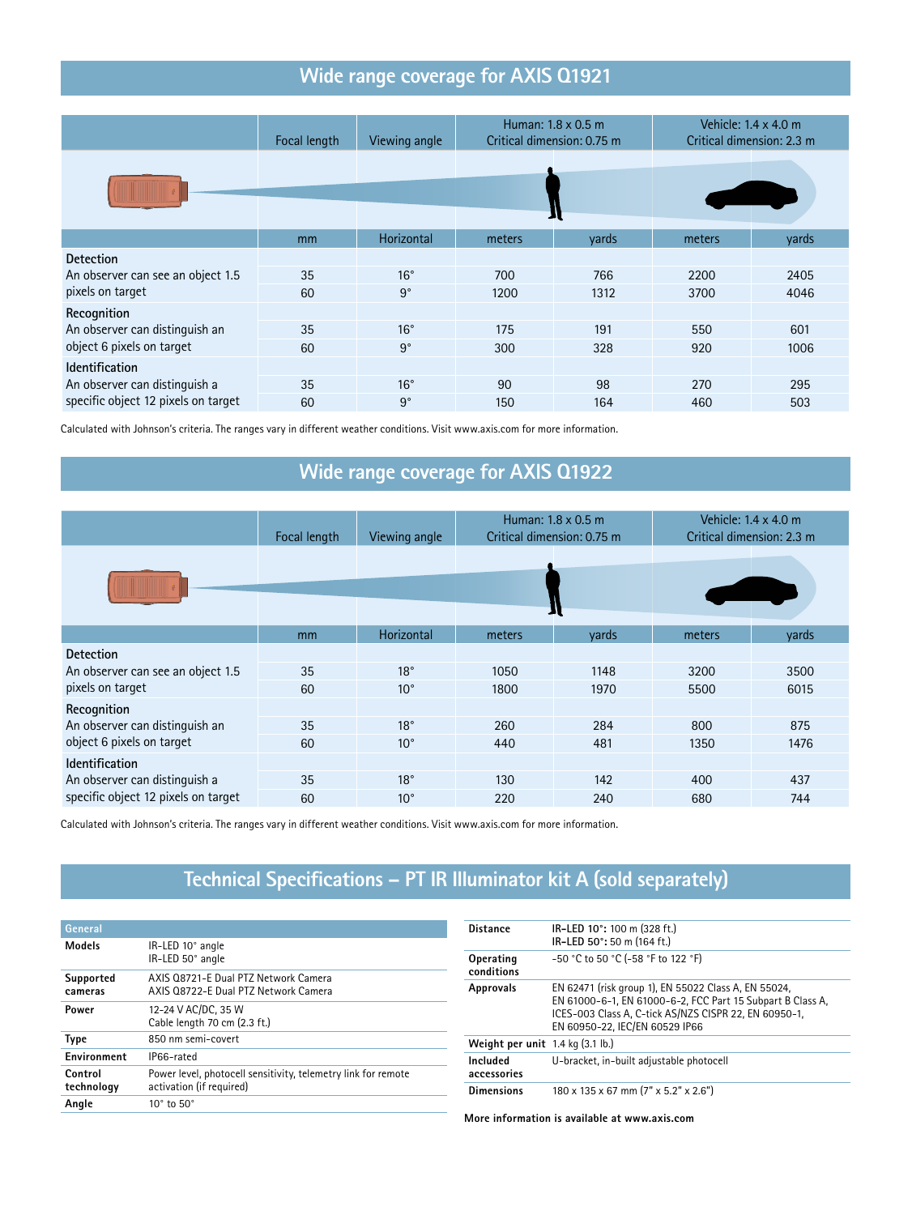## Wide range coverage for AXIS Q1921

| | Focal length | Viewing angle | Human: 1.8 x 0.5 m Critical dimension: 0.75 m | | Vehicle: 1.4 x 4.0 m Critical dimension: 2.3 m | |
|---|---|---|---|---|---|---|
| | mm | Horizontal | meters | yards | meters | yards |
| **Detection** | | | | | | |
| An observer can see an object 1.5 pixels on target | 35 | 16° | 700 | 766 | 2200 | 2405 |
| | 60 | 9° | 1200 | 1312 | 3700 | 4046 |
| **Recognition** | | | | | | |
| An observer can distinguish an object 6 pixels on target | 35 | 16° | 175 | 191 | 550 | 601 |
| | 60 | 9° | 300 | 328 | 920 | 1006 |
| **Identification** | | | | | | |
| An observer can distinguish a specific object 12 pixels on target | 35 | 16° | 90 | 98 | 270 | 295 |
| | 60 | 9° | 150 | 164 | 460 | 503 |

Calculated with Johnson's criteria. The ranges vary in different weather conditions. Visit www.axis.com for more information.

## Wide range coverage for AXIS Q1922

| | Focal length | Viewing angle | Human: 1.8 x 0.5 m Critical dimension: 0.75 m | | Vehicle: 1.4 x 4.0 m Critical dimension: 2.3 m | |
|---|---|---|---|---|---|---|
| | mm | Horizontal | meters | yards | meters | yards |
| **Detection** | | | | | | |
| An observer can see an object 1.5 pixels on target | 35 | 18° | 1050 | 1148 | 3200 | 3500 |
| | 60 | 10° | 1800 | 1970 | 5500 | 6015 |
| **Recognition** | | | | | | |
| An observer can distinguish an object 6 pixels on target | 35 | 18° | 260 | 284 | 800 | 875 |
| | 60 | 10° | 440 | 481 | 1350 | 1476 |
| **Identification** | | | | | | |
| An observer can distinguish a specific object 12 pixels on target | 35 | 18° | 130 | 142 | 400 | 437 |
| | 60 | 10° | 220 | 240 | 680 | 744 |

Calculated with Johnson's criteria. The ranges vary in different weather conditions. Visit www.axis.com for more information.

## Technical Specifications – PT IR Illuminator kit A (sold separately)

| General | |
|---|---|
| **Models** | IR-LED 10° angle<br>IR-LED 50° angle |
| **Supported cameras** | AXIS Q8721-E Dual PTZ Network Camera<br>AXIS Q8722-E Dual PTZ Network Camera |
| **Power** | 12-24 V AC/DC, 35 W<br>Cable length 70 cm (2.3 ft.) |
| **Type** | 850 nm semi-covert |
| **Environment** | IP66-rated |
| **Control technology** | Power level, photocell sensitivity, telemetry link for remote activation (if required) |
| **Angle** | 10° to 50° |
| **Distance** | **IR-LED 10°:** 100 m (328 ft.)<br>**IR-LED 50°:** 50 m (164 ft.) |
| **Operating conditions** | -50 °C to 50 °C (-58 °F to 122 °F) |
| **Approvals** | EN 62471 (risk group 1), EN 55022 Class A, EN 55024, EN 61000-6-1, EN 61000-6-2, FCC Part 15 Subpart B Class A, ICES-003 Class A, C-tick AS/NZS CISPR 22, EN 60950-1, EN 60950-22, IEC/EN 60529 IP66 |
| **Weight per unit** | 1.4 kg (3.1 lb.) |
| **Included accessories** | U-bracket, in-built adjustable photocell |
| **Dimensions** | 180 x 135 x 67 mm (7" x 5.2" x 2.6") |

**More information is available at www.axis.com**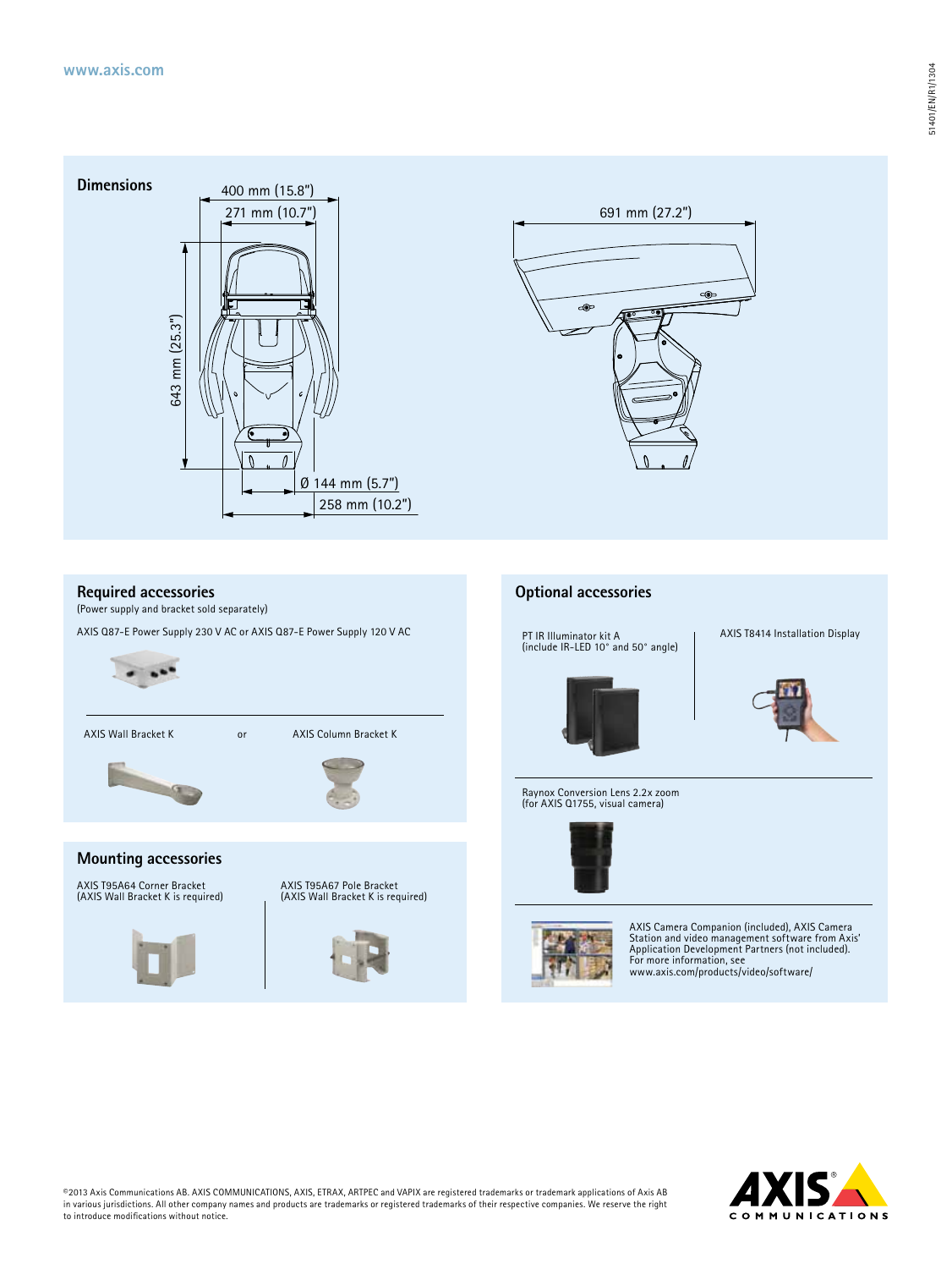www.axis.com

## Dimensions

400 mm (15.8")
271 mm (10.7")
643 mm (25.3")
Ø 144 mm (5.7")
258 mm (10.2")
691 mm (27.2")

## Required accessories

(Power supply and bracket sold separately)

AXIS Q87-E Power Supply 230 V AC or AXIS Q87-E Power Supply 120 V AC

AXIS Wall Bracket K or AXIS Column Bracket K

## Mounting accessories

AXIS T95A64 Corner Bracket
(AXIS Wall Bracket K is required)

AXIS T95A67 Pole Bracket
(AXIS Wall Bracket K is required)

## Optional accessories

PT IR Illuminator kit A
(include IR-LED 10° and 50° angle)

AXIS T8414 Installation Display

Raynox Conversion Lens 2.2x zoom
(for AXIS Q1755, visual camera)

AXIS Camera Companion (included), AXIS Camera Station and video management software from Axis' Application Development Partners (not included). For more information, see www.axis.com/products/video/software/

©2013 Axis Communications AB. AXIS COMMUNICATIONS, AXIS, ETRAX, ARTPEC and VAPIX are registered trademarks or trademark applications of Axis AB in various jurisdictions. All other company names and products are trademarks or registered trademarks of their respective companies. We reserve the right to introduce modifications without notice.

51401/EN/R1/1304